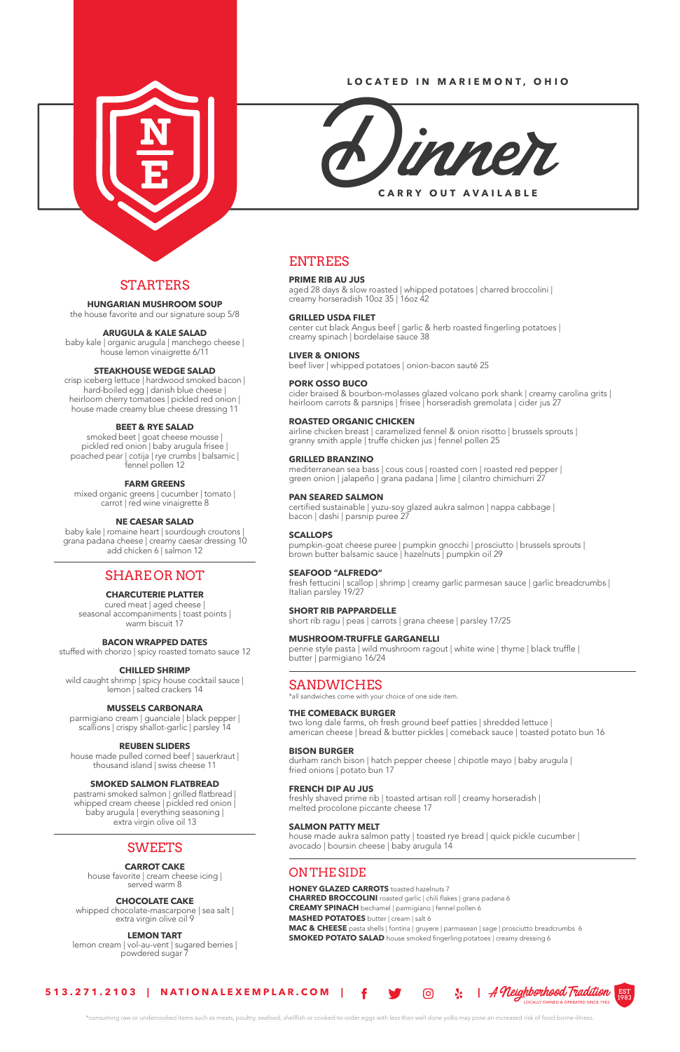LOCATED IN MARIEMONT, OHIO

# Dinner

CARRY OUT AVAILABLE

## STARTERS

**HUNGARIAN MUSHROOM SOUP**
the house favorite and our signature soup 5/8

**ARUGULA & KALE SALAD**
baby kale | organic arugula | manchego cheese | house lemon vinaigrette 6/11

**STEAKHOUSE WEDGE SALAD**
crisp iceberg lettuce | hardwood smoked bacon | hard-boiled egg | danish blue cheese | heirloom cherry tomatoes | pickled red onion | house made creamy blue cheese dressing 11

**BEET & RYE SALAD**
smoked beet | goat cheese mousse | pickled red onion | baby arugula frisee | poached pear | cotija | rye crumbs | balsamic | fennel pollen 12

**FARM GREENS**
mixed organic greens | cucumber | tomato | carrot | red wine vinaigrette 8

**NE CAESAR SALAD**
baby kale | romaine heart | sourdough croutons | grana padana cheese | creamy caesar dressing 10
add chicken 6 | salmon 12

## SHARE OR NOT

**CHARCUTERIE PLATTER**
cured meat | aged cheese | seasonal accompaniments | toast points | warm biscuit 17

**BACON WRAPPED DATES**
stuffed with chorizo | spicy roasted tomato sauce 12

**CHILLED SHRIMP**
wild caught shrimp | spicy house cocktail sauce | lemon | salted crackers 14

**MUSSELS CARBONARA**
parmigiano cream | guanciale | black pepper | scallions | crispy shallot-garlic | parsley 14

**REUBEN SLIDERS**
house made pulled corned beef | sauerkraut | thousand island | swiss cheese 11

**SMOKED SALMON FLATBREAD**
pastrami smoked salmon | grilled flatbread | whipped cream cheese | pickled red onion | baby arugula | everything seasoning | extra virgin olive oil 13

## SWEETS

**CARROT CAKE**
house favorite | cream cheese icing | served warm 8

**CHOCOLATE CAKE**
whipped chocolate-mascarpone | sea salt | extra virgin olive oil 9

**LEMON TART**
lemon cream | vol-au-vent | sugared berries | powdered sugar 7

## ENTREES

**PRIME RIB AU JUS**
aged 28 days & slow roasted | whipped potatoes | charred broccolini | creamy horseradish 10oz 35 | 16oz 42

**GRILLED USDA FILET**
center cut black Angus beef | garlic & herb roasted fingerling potatoes | creamy spinach | bordelaise sauce 38

**LIVER & ONIONS**
beef liver | whipped potatoes | onion-bacon sauté 25

**PORK OSSO BUCO**
cider braised & bourbon-molasses glazed volcano pork shank | creamy carolina grits | heirloom carrots & parsnips | frisee | horseradish gremolata | cider jus 27

**ROASTED ORGANIC CHICKEN**
airline chicken breast | caramelized fennel & onion risotto | brussels sprouts | granny smith apple | truffe chicken jus | fennel pollen 25

**GRILLED BRANZINO**
mediterranean sea bass | cous cous | roasted corn | roasted red pepper | green onion | jalapeño | grana padana | lime | cilantro chimichurri 27

**PAN SEARED SALMON**
certified sustainable | yuzu-soy glazed aukra salmon | nappa cabbage | bacon | dashi | parsnip puree 27

**SCALLOPS**
pumpkin-goat cheese puree | pumpkin gnocchi | prosciutto | brussels sprouts | brown butter balsamic sauce | hazelnuts | pumpkin oil 29

**SEAFOOD "ALFREDO"**
fresh fettucini | scallop | shrimp | creamy garlic parmesan sauce | garlic breadcrumbs | Italian parsley 19/27

**SHORT RIB PAPPARDELLE**
short rib ragu | peas | carrots | grana cheese | parsley 17/25

**MUSHROOM-TRUFFLE GARGANELLI**
penne style pasta | wild mushroom ragout | white wine | thyme | black truffle | butter | parmigiano 16/24

## SANDWICHES

*all sandwiches come with your choice of one side item.

**THE COMEBACK BURGER**
two long dale farms, oh fresh ground beef patties | shredded lettuce | american cheese | bread & butter pickles | comeback sauce | toasted potato bun 16

**BISON BURGER**
durham ranch bison | hatch pepper cheese | chipotle mayo | baby arugula | fried onions | potato bun 17

**FRENCH DIP AU JUS**
freshly shaved prime rib | toasted artisan roll | creamy horseradish | melted procolone piccante cheese 17

**SALMON PATTY MELT**
house made aukra salmon patty | toasted rye bread | quick pickle cucumber | avocado | boursin cheese | baby arugula 14

## ON THE SIDE

**HONEY GLAZED CARROTS** toasted hazelnuts 7
**CHARRED BROCCOLINI** roasted garlic | chili flakes | grana padana 6
**CREAMY SPINACH** bechamel | parmigiano | fennel pollen 6
**MASHED POTATOES** butter | cream | salt 6
**MAC & CHEESE** pasta shells | fontina | gruyere | parmasean | sage | prosciutto breadcrumbs 6
**SMOKED POTATO SALAD** house smoked fingerling potatoes | creamy dressing 6

513.271.2103 | NATIONALEXEMPLAR.COM | A Neighborhood Tradition — LOCALLY OWNED & OPERATED SINCE 1983

*consuming raw or undercooked items such as meats, poultry, seafood, shellfish or cooked-to-order eggs with less than well done yolks may pose an increased risk of food-borne-illness.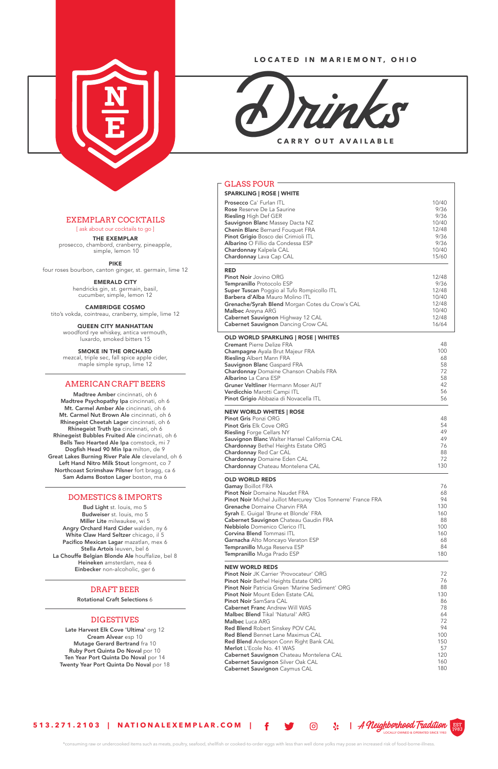LOCATED IN MARIEMONT, OHIO

# Drinks

CARRY OUT AVAILABLE

## EXEMPLARY COCKTAILS

[ ask about our cocktails to go ]

**THE EXEMPLAR**
prosecco, chambord, cranberry, pineapple, simple, lemon 10

**PIKE**
four roses bourbon, canton ginger, st. germain, lime 12

**EMERALD CITY**
hendricks gin, st. germain, basil, cucumber, simple, lemon 12

**CAMBRIDGE COSMO**
tito's vokda, cointreau, cranberry, simple, lime 12

**QUEEN CITY MANHATTAN**
woodford rye whiskey, antica vermouth, luxardo, smoked bitters 15

**SMOKE IN THE ORCHARD**
mezcal, triple sec, fall spice apple cider, maple simple syrup, lime 12

## AMERICAN CRAFT BEERS

**Madtree Amber** cincinnati, oh 6
**Madtree Psychopathy Ipa** cincinnati, oh 6
**Mt. Carmel Amber Ale** cincinnati, oh 6
**Mt. Carmel Nut Brown Ale** cincinnati, oh 6
**Rhinegeist Cheetah Lager** cincinnati, oh 6
**Rhinegeist Truth Ipa** cincinnati, oh 6
**Rhinegeist Bubbles Fruited Ale** cincinnati, oh 6
**Bells Two Hearted Ale Ipa** comstock, mi 7
**Dogfish Head 90 Min Ipa** milton, de 9
**Great Lakes Burning River Pale Ale** cleveland, oh 6
**Left Hand Nitro Milk Stout** longmont, co 7
**Northcoast Scrimshaw Pilsner** fort bragg, ca 6
**Sam Adams Boston Lager** boston, ma 6

## DOMESTICS & IMPORTS

**Bud Light** st. louis, mo 5
**Budweiser** st. louis, mo 5
**Miller Lite** milwaukee, wi 5
**Angry Orchard Hard Cider** walden, ny 6
**White Claw Hard Seltzer** chicago, il 5
**Pacifico Mexican Lagar** mazatlan, mex 6
**Stella Artois** leuven, bel 6
**La Chouffe Belgian Blonde Ale** houffalize, bel 8
**Heineken** amsterdam, nea 6
**Einbecker** non-alcoholic, ger 6

## DRAFT BEER

**Rotational Craft Selections** 6

## DIGESTIVES

**Late Harvest Elk Cove 'Ultima'** org 12
**Cream Alvear** esp 10
**Mutage Gerard Bertrand** fra 10
**Ruby Port Quinta Do Noval** por 10
**Ten Year Port Quinta Do Noval** por 14
**Twenty Year Port Quinta Do Noval** por 18

## GLASS POUR

### SPARKLING | ROSE | WHITE

| | |
|---|---|
| **Prosecco** Ca' Furlan ITL | 10/40 |
| **Rose** Reserve De La Saurine | 9/36 |
| **Riesling** High Def GER | 9/36 |
| **Sauvignon Blanc** Massey Dacta NZ | 10/40 |
| **Chenin Blanc** Bernard Fouquet FRA | 12/48 |
| **Pinot Grigio** Bosco dei Crimioli ITL | 9/36 |
| **Albarino** O Fillio da Condessa ESP | 9/36 |
| **Chardonnay** Kalpela CAL | 10/40 |
| **Chardonnay** Lava Cap CAL | 15/60 |

### RED

| | |
|---|---|
| **Pinot Noir** Jovino ORG | 12/48 |
| **Tempranillo** Protocolo ESP | 9/36 |
| **Super Tuscan** Poggio al Tufo Rompicollo ITL | 12/48 |
| **Barbera d'Alba** Mauro Molino ITL | 10/40 |
| **Grenache/Syrah Blend** Morgan Cotes du Crow's CAL | 12/48 |
| **Malbec** Areyna ARG | 10/40 |
| **Cabernet Sauvignon** Highway 12 CAL | 12/48 |
| **Cabernet Sauvignon** Dancing Crow CAL | 16/64 |

### OLD WORLD SPARKLING | ROSE | WHITES

| | |
|---|---|
| **Cremant** Pierre Delize FRA | 48 |
| **Champagne** Ayala Brut Majeur FRA | 100 |
| **Riesling** Albert Mann FRA | 68 |
| **Sauvignon Blanc** Gaspard FRA | 58 |
| **Chardonnay** Domaine Chanson Chabils FRA | 72 |
| **Albarino** La Cana ESP | 58 |
| **Gruner Veltliner** Hermann Moser AUT | 42 |
| **Verdicchio** Marotti Campi ITL | 56 |
| **Pinot Grigio** Abbazia di Novacella ITL | 56 |

### NEW WORLD WHITES | ROSE

| | |
|---|---|
| **Pinot Gris** Ponzi ORG | 48 |
| **Pinot Gris** Elk Cove ORG | 54 |
| **Riesling** Forge Cellars NY | 49 |
| **Sauvignon Blanc** Walter Hansel California CAL | 49 |
| **Chardonnay** Bethel Heights Estate ORG | 76 |
| **Chardonnay** Red Car CAL | 88 |
| **Chardonnay** Domaine Eden CAL | 72 |
| **Chardonnay** Chateau Montelena CAL | 130 |

### OLD WORLD REDS

| | |
|---|---|
| **Gamay** Boillot FRA | 76 |
| **Pinot Noir** Domaine Naudet FRA | 68 |
| **Pinot Noir** Michel Juillot Mercurey 'Clos Tonnerre' France FRA | 94 |
| **Grenache** Domaine Charvin FRA | 130 |
| **Syrah** E. Guigal 'Brune et Blonde' FRA | 160 |
| **Cabernet Sauvignon** Chateau Gaudin FRA | 88 |
| **Nebbiolo** Domenico Clerico ITL | 100 |
| **Corvina Blend** Tommasi ITL | 160 |
| **Garnacha** Alto Moncayo Veraton ESP | 68 |
| **Tempranillo** Muga Reserva ESP | 84 |
| **Tempranillo** Muga Prado ESP | 180 |

### NEW WORLD REDS

| | |
|---|---|
| **Pinot Noir** JK Carrier 'Provocateur' ORG | 72 |
| **Pinot Noir** Bethel Heights Estate ORG | 76 |
| **Pinot Noir** Patricia Green 'Marine Sediment' ORG | 88 |
| **Pinot Noir** Mount Eden Estate CAL | 130 |
| **Pinot Noir** SamSara CAL | 86 |
| **Cabernet Franc** Andrew Will WAS | 78 |
| **Malbec Blend** Tikal 'Natural' ARG | 64 |
| **Malbec** Luca ARG | 72 |
| **Red Blend** Robert Sinskey POV CAL | 94 |
| **Red Blend** Bennet Lane Maximus CAL | 100 |
| **Red Blend** Anderson Conn Right Bank CAL | 150 |
| **Merlot** L'Ecole No. 41 WAS | 57 |
| **Cabernet Sauvignon** Chateau Montelena CAL | 120 |
| **Cabernet Sauvignon** Silver Oak CAL | 160 |
| **Cabernet Sauvignon** Caymus CAL | 180 |

513.271.2103 | NATIONALEXEMPLAR.COM | A Neighborhood Tradition — LOCALLY OWNED & OPERATED SINCE 1983 — EST 1983

*consuming raw or undercooked items such as meats, poultry, seafood, shellfish or cooked-to-order eggs with less than well done yolks may pose an increased risk of food-borne-illness.